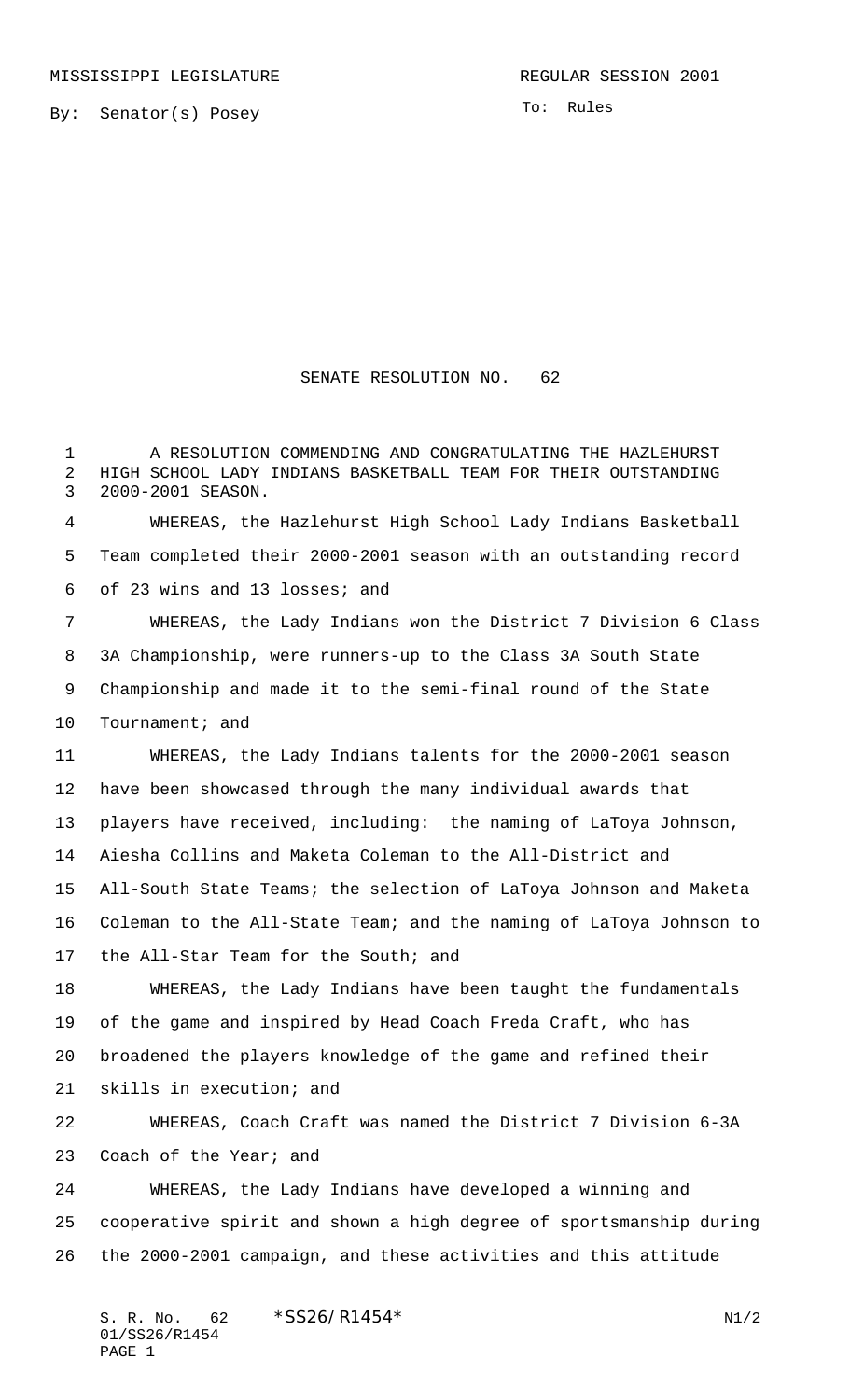MISSISSIPPI LEGISLATURE REGULAR SESSION 2001

By: Senator(s) Posey

To: Rules

# SENATE RESOLUTION NO. 62

A RESOLUTION COMMENDING AND CONGRATULATING THE HAZLEHURST HIGH SCHOOL LADY INDIANS BASKETBALL TEAM FOR THEIR OUTSTANDING 2000-2001 SEASON.

WHEREAS, the Hazlehurst High School Lady Indians Basketball Team completed their 2000-2001 season with an outstanding record of 23 wins and 13 losses; and

WHEREAS, the Lady Indians won the District 7 Division 6 Class 3A Championship, were runners-up to the Class 3A South State Championship and made it to the semi-final round of the State Tournament; and

WHEREAS, the Lady Indians talents for the 2000-2001 season have been showcased through the many individual awards that players have received, including: the naming of LaToya Johnson, Aiesha Collins and Maketa Coleman to the All-District and All-South State Teams; the selection of LaToya Johnson and Maketa Coleman to the All-State Team; and the naming of LaToya Johnson to the All-Star Team for the South; and

WHEREAS, the Lady Indians have been taught the fundamentals of the game and inspired by Head Coach Freda Craft, who has broadened the players knowledge of the game and refined their skills in execution; and

WHEREAS, Coach Craft was named the District 7 Division 6-3A Coach of the Year; and

WHEREAS, the Lady Indians have developed a winning and cooperative spirit and shown a high degree of sportsmanship during the 2000-2001 campaign, and these activities and this attitude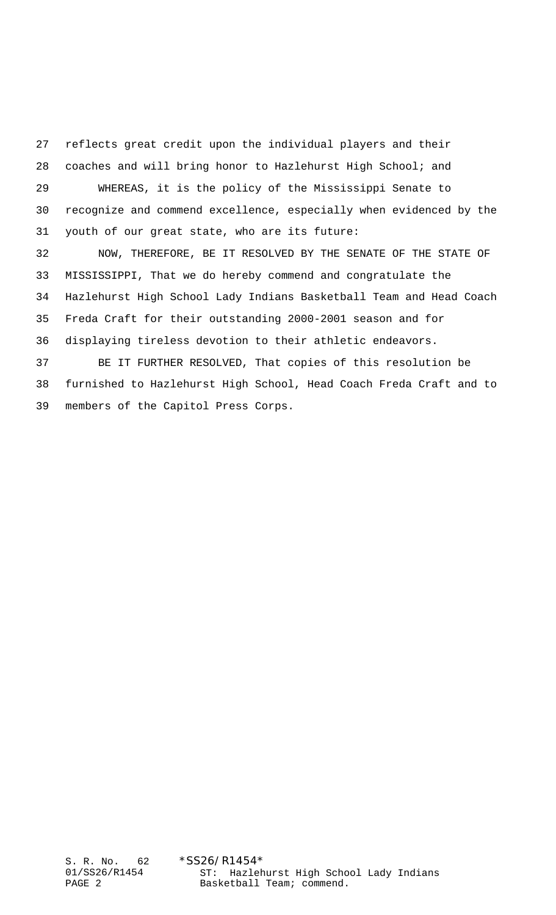reflects great credit upon the individual players and their coaches and will bring honor to Hazlehurst High School; and

WHEREAS, it is the policy of the Mississippi Senate to recognize and commend excellence, especially when evidenced by the youth of our great state, who are its future:

NOW, THEREFORE, BE IT RESOLVED BY THE SENATE OF THE STATE OF MISSISSIPPI, That we do hereby commend and congratulate the Hazlehurst High School Lady Indians Basketball Team and Head Coach Freda Craft for their outstanding 2000-2001 season and for displaying tireless devotion to their athletic endeavors.

BE IT FURTHER RESOLVED, That copies of this resolution be furnished to Hazlehurst High School, Head Coach Freda Craft and to members of the Capitol Press Corps.